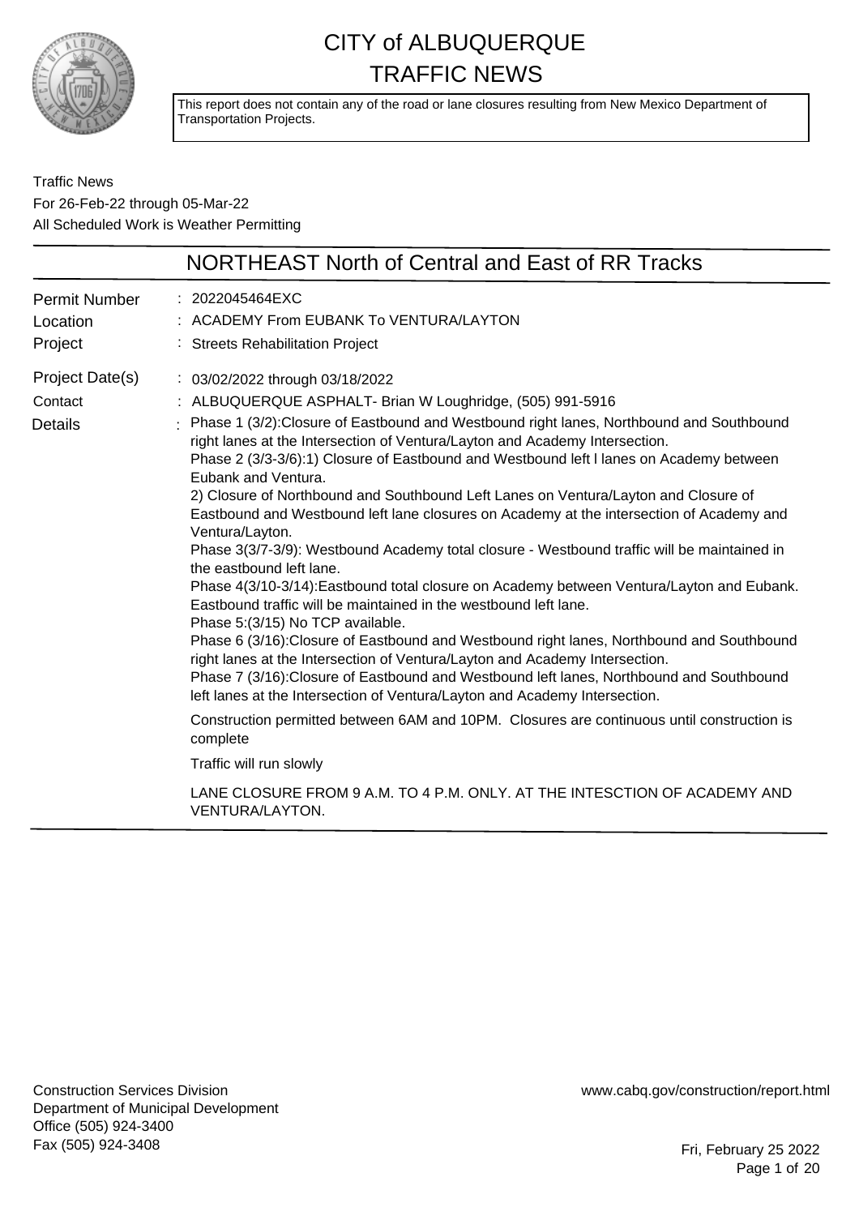# CITY of ALBUQUERQUE
# TRAFFIC NEWS

This report does not contain any of the road or lane closures resulting from New Mexico Department of Transportation Projects.

Traffic News
For 26-Feb-22 through 05-Mar-22
All Scheduled Work is Weather Permitting

## NORTHEAST North of Central and East of RR Tracks

| | |
|---|---|
| Permit Number | : 2022045464EXC |
| Location | : ACADEMY From EUBANK To VENTURA/LAYTON |
| Project | : Streets Rehabilitation Project |
| Project Date(s) | : 03/02/2022 through 03/18/2022 |
| Contact | : ALBUQUERQUE ASPHALT- Brian W Loughridge, (505) 991-5916 |
| Details | : Phase 1 (3/2):Closure of Eastbound and Westbound right lanes, Northbound and Southbound right lanes at the Intersection of Ventura/Layton and Academy Intersection.<br>Phase 2 (3/3-3/6):1) Closure of Eastbound and Westbound left l lanes on Academy between Eubank and Ventura.<br>2) Closure of Northbound and Southbound Left Lanes on Ventura/Layton and Closure of Eastbound and Westbound left lane closures on Academy at the intersection of Academy and Ventura/Layton.<br>Phase 3(3/7-3/9): Westbound Academy total closure - Westbound traffic will be maintained in the eastbound left lane.<br>Phase 4(3/10-3/14):Eastbound total closure on Academy between Ventura/Layton and Eubank. Eastbound traffic will be maintained in the westbound left lane.<br>Phase 5:(3/15) No TCP available.<br>Phase 6 (3/16):Closure of Eastbound and Westbound right lanes, Northbound and Southbound right lanes at the Intersection of Ventura/Layton and Academy Intersection.<br>Phase 7 (3/16):Closure of Eastbound and Westbound left lanes, Northbound and Southbound left lanes at the Intersection of Ventura/Layton and Academy Intersection.<br><br>Construction permitted between 6AM and 10PM. Closures are continuous until construction is complete<br><br>Traffic will run slowly<br><br>LANE CLOSURE FROM 9 A.M. TO 4 P.M. ONLY. AT THE INTESCTION OF ACADEMY AND VENTURA/LAYTON. |

Construction Services Division
Department of Municipal Development
Office (505) 924-3400
Fax (505) 924-3408

www.cabq.gov/construction/report.html

Fri, February 25 2022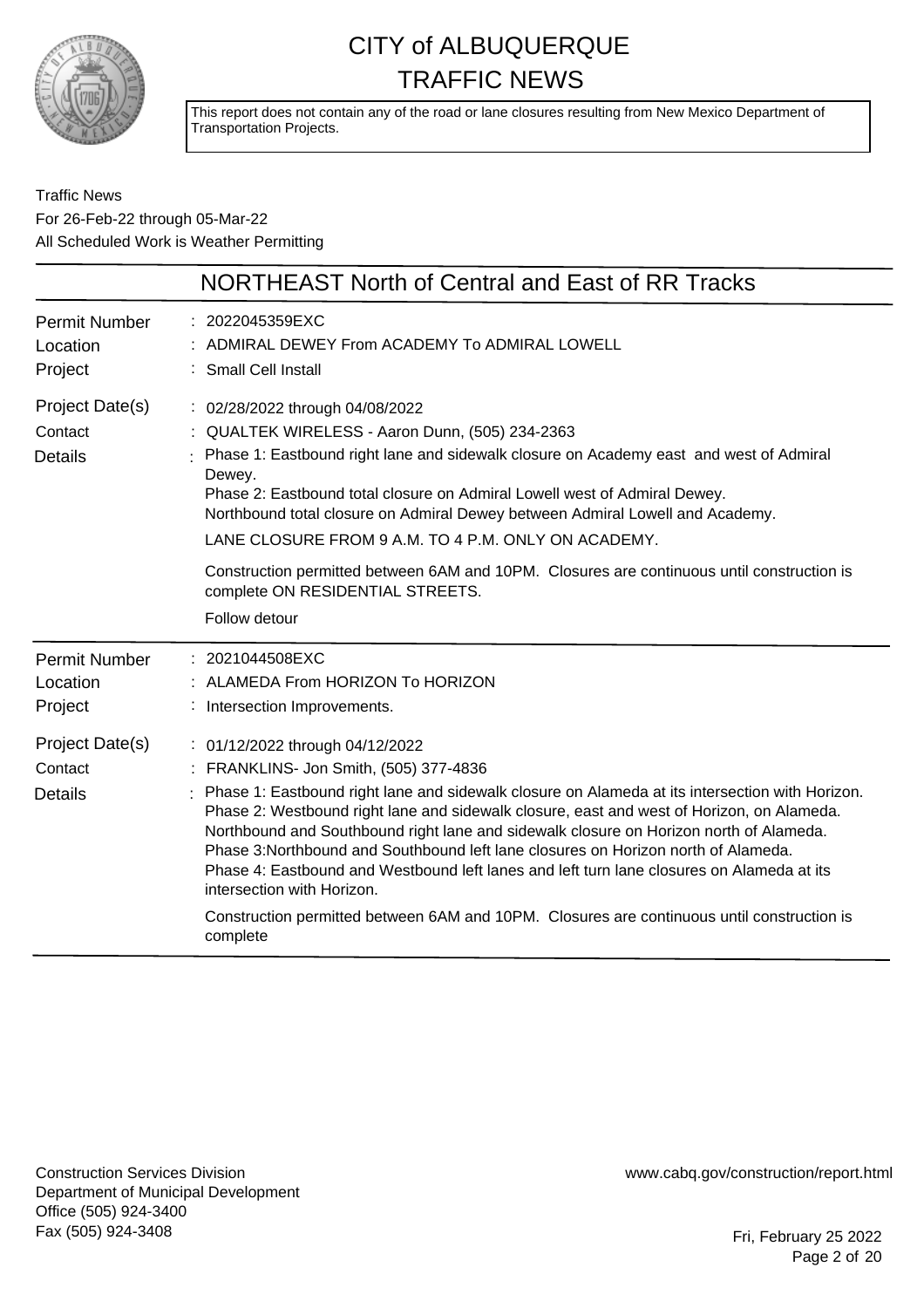# CITY of ALBUQUERQUE TRAFFIC NEWS

This report does not contain any of the road or lane closures resulting from New Mexico Department of Transportation Projects.

Traffic News
For 26-Feb-22 through 05-Mar-22
All Scheduled Work is Weather Permitting

## NORTHEAST North of Central and East of RR Tracks

**Permit Number** : 2022045359EXC
**Location** : ADMIRAL DEWEY From ACADEMY To ADMIRAL LOWELL
**Project** : Small Cell Install
**Project Date(s)** : 02/28/2022 through 04/08/2022
**Contact** : QUALTEK WIRELESS - Aaron Dunn, (505) 234-2363
**Details** : Phase 1: Eastbound right lane and sidewalk closure on Academy east and west of Admiral Dewey.
Phase 2: Eastbound total closure on Admiral Lowell west of Admiral Dewey.
Northbound total closure on Admiral Dewey between Admiral Lowell and Academy.

LANE CLOSURE FROM 9 A.M. TO 4 P.M. ONLY ON ACADEMY.

Construction permitted between 6AM and 10PM. Closures are continuous until construction is complete ON RESIDENTIAL STREETS.

Follow detour

---

**Permit Number** : 2021044508EXC
**Location** : ALAMEDA From HORIZON To HORIZON
**Project** : Intersection Improvements.
**Project Date(s)** : 01/12/2022 through 04/12/2022
**Contact** : FRANKLINS- Jon Smith, (505) 377-4836
**Details** : Phase 1: Eastbound right lane and sidewalk closure on Alameda at its intersection with Horizon.
Phase 2: Westbound right lane and sidewalk closure, east and west of Horizon, on Alameda.
Northbound and Southbound right lane and sidewalk closure on Horizon north of Alameda.
Phase 3:Northbound and Southbound left lane closures on Horizon north of Alameda.
Phase 4: Eastbound and Westbound left lanes and left turn lane closures on Alameda at its intersection with Horizon.

Construction permitted between 6AM and 10PM. Closures are continuous until construction is complete

---

Construction Services Division
Department of Municipal Development
Office (505) 924-3400
Fax (505) 924-3408

www.cabq.gov/construction/report.html

Fri, February 25 2022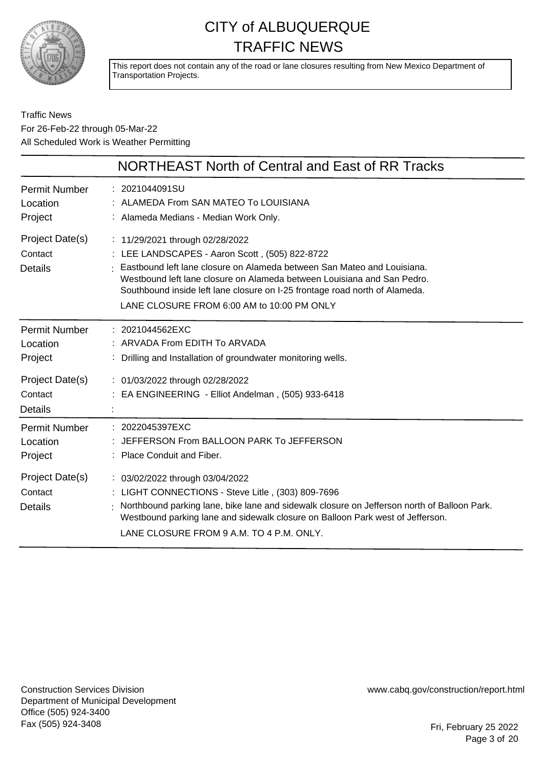# CITY of ALBUQUERQUE TRAFFIC NEWS

This report does not contain any of the road or lane closures resulting from New Mexico Department of Transportation Projects.

Traffic News
For 26-Feb-22 through 05-Mar-22
All Scheduled Work is Weather Permitting

## NORTHEAST North of Central and East of RR Tracks

| | |
|---|---|
| Permit Number | : 2021044091SU |
| Location | : ALAMEDA From SAN MATEO To LOUISIANA |
| Project | : Alameda Medians - Median Work Only. |
| Project Date(s) | : 11/29/2021 through 02/28/2022 |
| Contact | : LEE LANDSCAPES - Aaron Scott , (505) 822-8722 |
| Details | : Eastbound left lane closure on Alameda between San Mateo and Louisiana. Westbound left lane closure on Alameda between Louisiana and San Pedro. Southbound inside left lane closure on I-25 frontage road north of Alameda. LANE CLOSURE FROM 6:00 AM to 10:00 PM ONLY |

| | |
|---|---|
| Permit Number | : 2021044562EXC |
| Location | : ARVADA From EDITH To ARVADA |
| Project | : Drilling and Installation of groundwater monitoring wells. |
| Project Date(s) | : 01/03/2022 through 02/28/2022 |
| Contact | : EA ENGINEERING - Elliot Andelman , (505) 933-6418 |
| Details | : |

| | |
|---|---|
| Permit Number | : 2022045397EXC |
| Location | : JEFFERSON From BALLOON PARK To JEFFERSON |
| Project | : Place Conduit and Fiber. |
| Project Date(s) | : 03/02/2022 through 03/04/2022 |
| Contact | : LIGHT CONNECTIONS - Steve Litle , (303) 809-7696 |
| Details | : Northbound parking lane, bike lane and sidewalk closure on Jefferson north of Balloon Park. Westbound parking lane and sidewalk closure on Balloon Park west of Jefferson. LANE CLOSURE FROM 9 A.M. TO 4 P.M. ONLY. |

Construction Services Division
Department of Municipal Development
Office (505) 924-3400
Fax (505) 924-3408

www.cabq.gov/construction/report.html

Fri, February 25 2022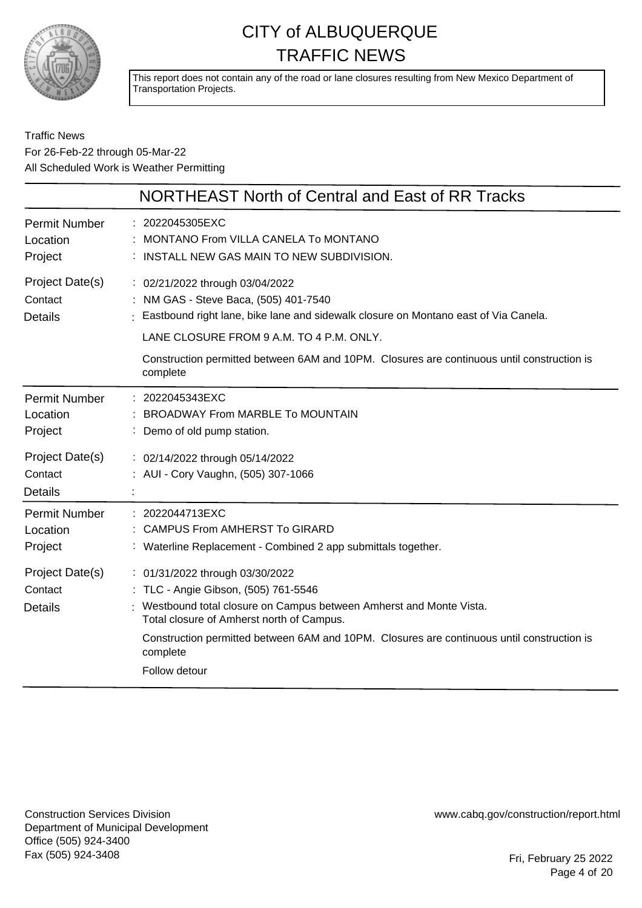# CITY of ALBUQUERQUE
## TRAFFIC NEWS

This report does not contain any of the road or lane closures resulting from New Mexico Department of Transportation Projects.

Traffic News
For 26-Feb-22 through 05-Mar-22
All Scheduled Work is Weather Permitting

## NORTHEAST North of Central and East of RR Tracks

| | |
|---|---|
| Permit Number | : 2022045305EXC |
| Location | : MONTANO From VILLA CANELA To MONTANO |
| Project | : INSTALL NEW GAS MAIN TO NEW SUBDIVISION. |
| Project Date(s) | : 02/21/2022 through 03/04/2022 |
| Contact | : NM GAS - Steve Baca, (505) 401-7540 |
| Details | : Eastbound right lane, bike lane and sidewalk closure on Montano east of Via Canela.<br><br>LANE CLOSURE FROM 9 A.M. TO 4 P.M. ONLY.<br><br>Construction permitted between 6AM and 10PM. Closures are continuous until construction is complete |

| | |
|---|---|
| Permit Number | : 2022045343EXC |
| Location | : BROADWAY From MARBLE To MOUNTAIN |
| Project | : Demo of old pump station. |
| Project Date(s) | : 02/14/2022 through 05/14/2022 |
| Contact | : AUI - Cory Vaughn, (505) 307-1066 |
| Details | : |

| | |
|---|---|
| Permit Number | : 2022044713EXC |
| Location | : CAMPUS From AMHERST To GIRARD |
| Project | : Waterline Replacement - Combined 2 app submittals together. |
| Project Date(s) | : 01/31/2022 through 03/30/2022 |
| Contact | : TLC - Angie Gibson, (505) 761-5546 |
| Details | : Westbound total closure on Campus between Amherst and Monte Vista.<br>Total closure of Amherst north of Campus.<br><br>Construction permitted between 6AM and 10PM. Closures are continuous until construction is complete<br><br>Follow detour |

Construction Services Division
Department of Municipal Development
Office (505) 924-3400
Fax (505) 924-3408

www.cabq.gov/construction/report.html

Fri, February 25 2022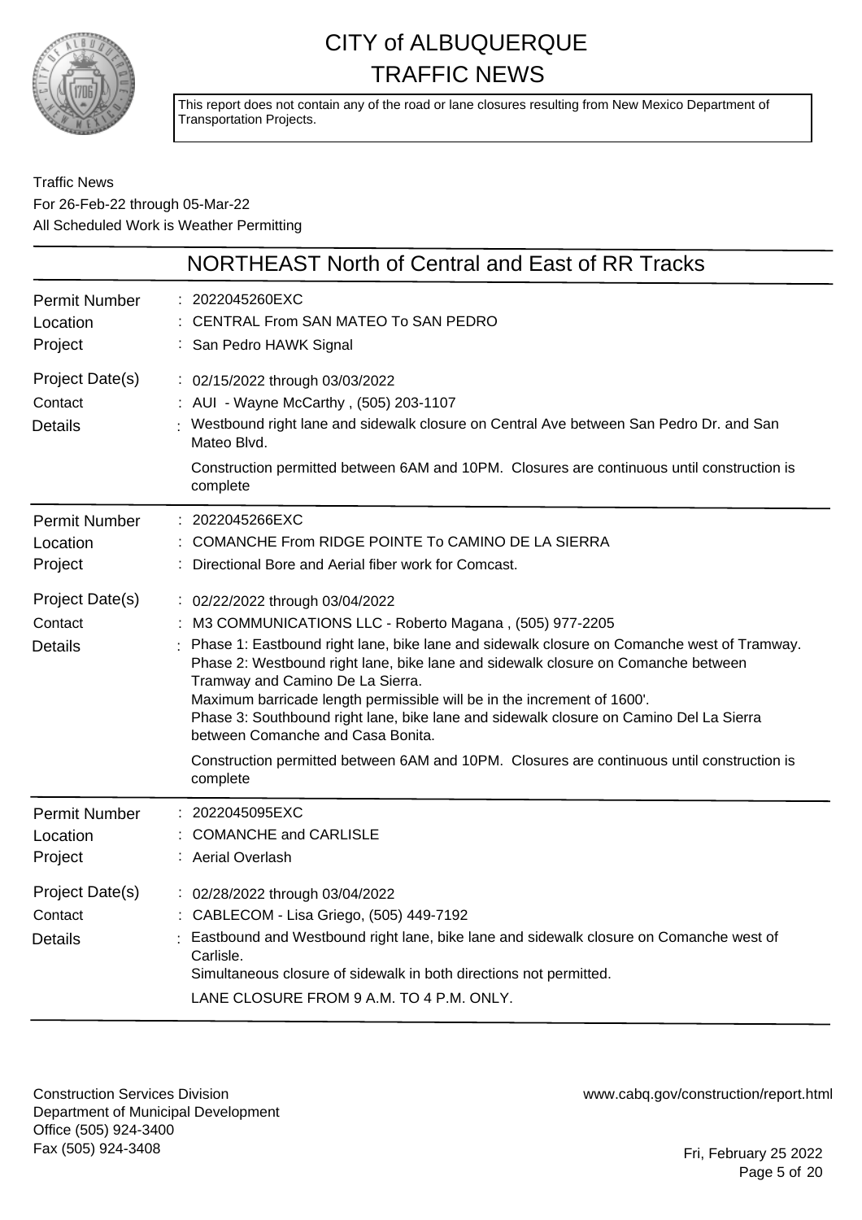# CITY of ALBUQUERQUE TRAFFIC NEWS

This report does not contain any of the road or lane closures resulting from New Mexico Department of Transportation Projects.

Traffic News
For 26-Feb-22 through 05-Mar-22
All Scheduled Work is Weather Permitting

## NORTHEAST North of Central and East of RR Tracks

**Permit Number** : 2022045260EXC
**Location** : CENTRAL From SAN MATEO To SAN PEDRO
**Project** : San Pedro HAWK Signal
**Project Date(s)** : 02/15/2022 through 03/03/2022
**Contact** : AUI - Wayne McCarthy , (505) 203-1107
**Details** : Westbound right lane and sidewalk closure on Central Ave between San Pedro Dr. and San Mateo Blvd.

Construction permitted between 6AM and 10PM. Closures are continuous until construction is complete

---

**Permit Number** : 2022045266EXC
**Location** : COMANCHE From RIDGE POINTE To CAMINO DE LA SIERRA
**Project** : Directional Bore and Aerial fiber work for Comcast.
**Project Date(s)** : 02/22/2022 through 03/04/2022
**Contact** : M3 COMMUNICATIONS LLC - Roberto Magana , (505) 977-2205
**Details** : Phase 1: Eastbound right lane, bike lane and sidewalk closure on Comanche west of Tramway.
Phase 2: Westbound right lane, bike lane and sidewalk closure on Comanche between Tramway and Camino De La Sierra.
Maximum barricade length permissible will be in the increment of 1600'.
Phase 3: Southbound right lane, bike lane and sidewalk closure on Camino Del La Sierra between Comanche and Casa Bonita.

Construction permitted between 6AM and 10PM. Closures are continuous until construction is complete

---

**Permit Number** : 2022045095EXC
**Location** : COMANCHE and CARLISLE
**Project** : Aerial Overlash
**Project Date(s)** : 02/28/2022 through 03/04/2022
**Contact** : CABLECOM - Lisa Griego, (505) 449-7192
**Details** : Eastbound and Westbound right lane, bike lane and sidewalk closure on Comanche west of Carlisle.
Simultaneous closure of sidewalk in both directions not permitted.

LANE CLOSURE FROM 9 A.M. TO 4 P.M. ONLY.

---

Construction Services Division
Department of Municipal Development
Office (505) 924-3400
Fax (505) 924-3408

www.cabq.gov/construction/report.html

Fri, February 25 2022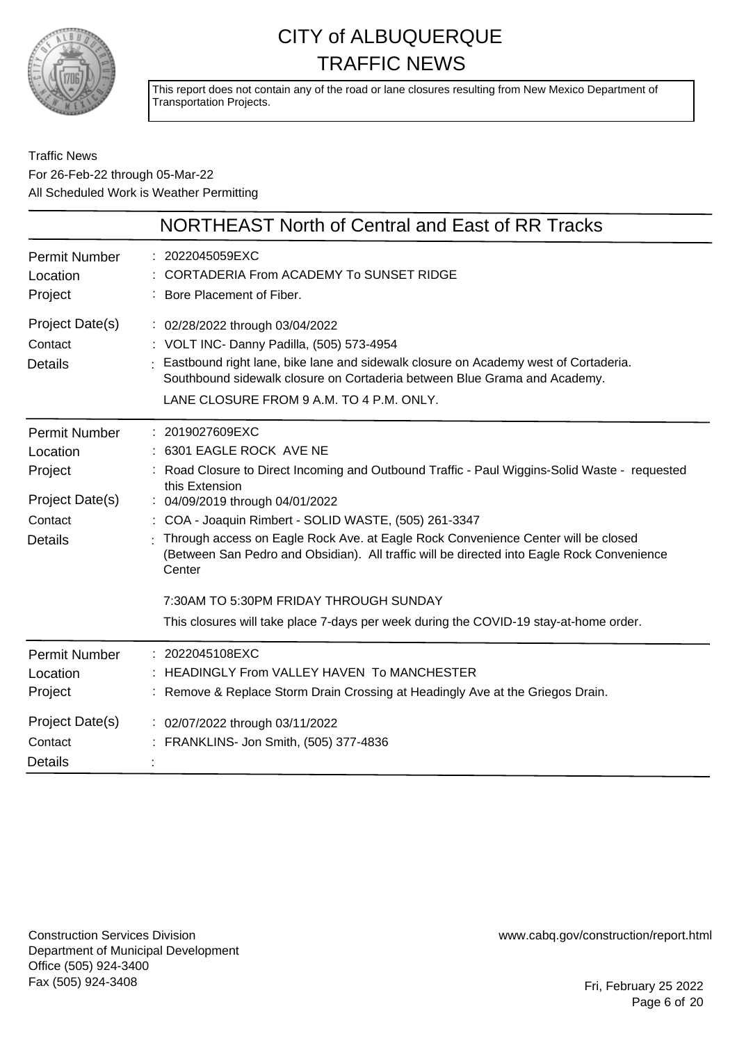# CITY of ALBUQUERQUE TRAFFIC NEWS

This report does not contain any of the road or lane closures resulting from New Mexico Department of Transportation Projects.

Traffic News
For 26-Feb-22 through 05-Mar-22
All Scheduled Work is Weather Permitting

## NORTHEAST North of Central and East of RR Tracks

| | |
|---|---|
| Permit Number | : 2022045059EXC |
| Location | : CORTADERIA From ACADEMY To SUNSET RIDGE |
| Project | : Bore Placement of Fiber. |
| Project Date(s) | : 02/28/2022 through 03/04/2022 |
| Contact | : VOLT INC- Danny Padilla, (505) 573-4954 |
| Details | : Eastbound right lane, bike lane and sidewalk closure on Academy west of Cortaderia. Southbound sidewalk closure on Cortaderia between Blue Grama and Academy. LANE CLOSURE FROM 9 A.M. TO 4 P.M. ONLY. |

| | |
|---|---|
| Permit Number | : 2019027609EXC |
| Location | : 6301 EAGLE ROCK AVE NE |
| Project | : Road Closure to Direct Incoming and Outbound Traffic - Paul Wiggins-Solid Waste - requested this Extension |
| Project Date(s) | : 04/09/2019 through 04/01/2022 |
| Contact | : COA - Joaquin Rimbert - SOLID WASTE, (505) 261-3347 |
| Details | : Through access on Eagle Rock Ave. at Eagle Rock Convenience Center will be closed (Between San Pedro and Obsidian). All traffic will be directed into Eagle Rock Convenience Center<br><br>7:30AM TO 5:30PM FRIDAY THROUGH SUNDAY<br><br>This closures will take place 7-days per week during the COVID-19 stay-at-home order. |

| | |
|---|---|
| Permit Number | : 2022045108EXC |
| Location | : HEADINGLY From VALLEY HAVEN To MANCHESTER |
| Project | : Remove & Replace Storm Drain Crossing at Headingly Ave at the Griegos Drain. |
| Project Date(s) | : 02/07/2022 through 03/11/2022 |
| Contact | : FRANKLINS- Jon Smith, (505) 377-4836 |
| Details | : |

Construction Services Division
Department of Municipal Development
Office (505) 924-3400
Fax (505) 924-3408

www.cabq.gov/construction/report.html

Fri, February 25 2022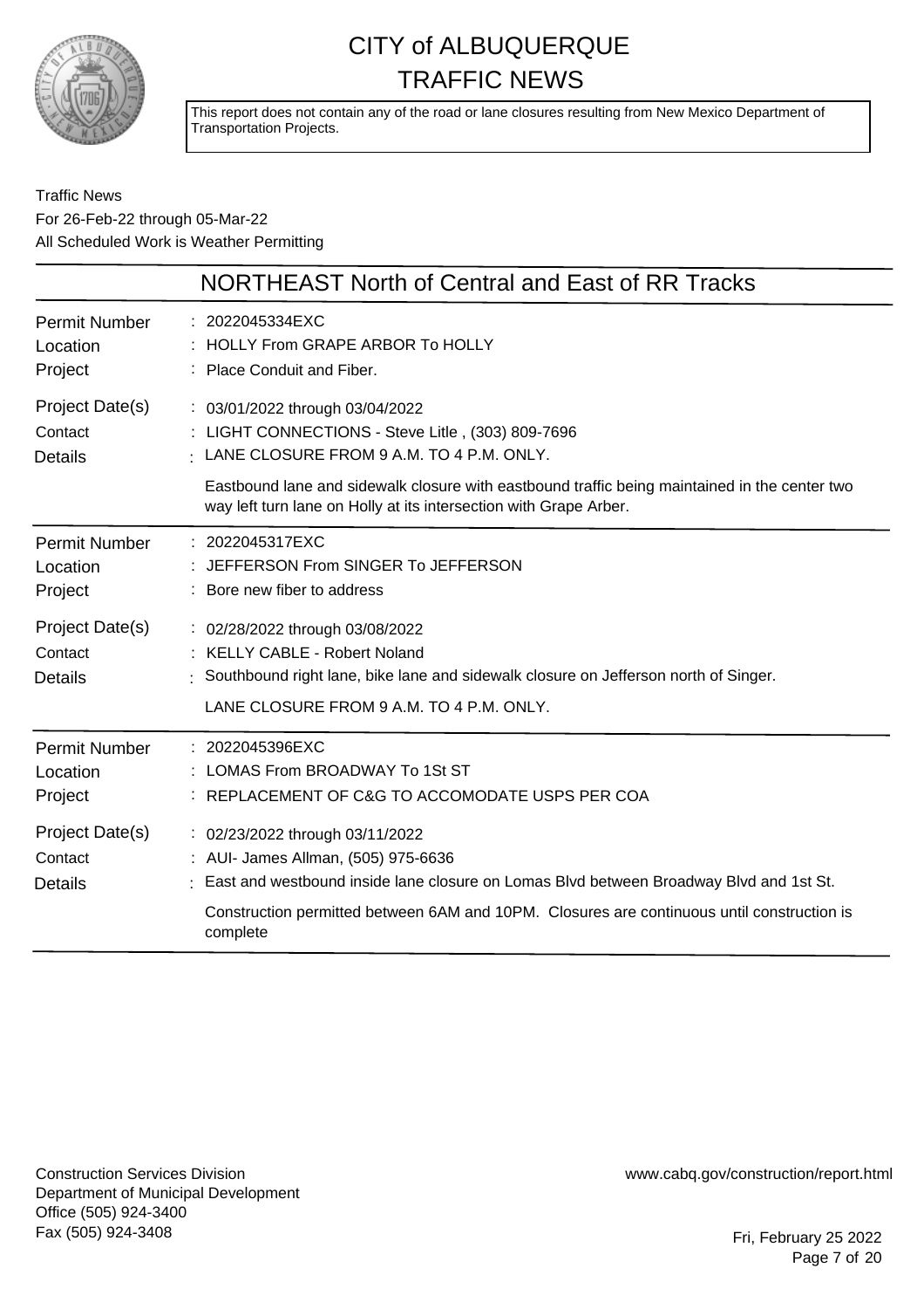# CITY of ALBUQUERQUE TRAFFIC NEWS

This report does not contain any of the road or lane closures resulting from New Mexico Department of Transportation Projects.

Traffic News
For 26-Feb-22 through 05-Mar-22
All Scheduled Work is Weather Permitting

## NORTHEAST North of Central and East of RR Tracks

| | |
|---|---|
| Permit Number | 2022045334EXC |
| Location | HOLLY From GRAPE ARBOR To HOLLY |
| Project | Place Conduit and Fiber. |
| Project Date(s) | 03/01/2022 through 03/04/2022 |
| Contact | LIGHT CONNECTIONS - Steve Litle , (303) 809-7696 |
| Details | LANE CLOSURE FROM 9 A.M. TO 4 P.M. ONLY.<br><br>Eastbound lane and sidewalk closure with eastbound traffic being maintained in the center two way left turn lane on Holly at its intersection with Grape Arber. |

| | |
|---|---|
| Permit Number | 2022045317EXC |
| Location | JEFFERSON From SINGER To JEFFERSON |
| Project | Bore new fiber to address |
| Project Date(s) | 02/28/2022 through 03/08/2022 |
| Contact | KELLY CABLE - Robert Noland |
| Details | Southbound right lane, bike lane and sidewalk closure on Jefferson north of Singer.<br><br>LANE CLOSURE FROM 9 A.M. TO 4 P.M. ONLY. |

| | |
|---|---|
| Permit Number | 2022045396EXC |
| Location | LOMAS From BROADWAY To 1St ST |
| Project | REPLACEMENT OF C&G TO ACCOMODATE USPS PER COA |
| Project Date(s) | 02/23/2022 through 03/11/2022 |
| Contact | AUI- James Allman, (505) 975-6636 |
| Details | East and westbound inside lane closure on Lomas Blvd between Broadway Blvd and 1st St.<br><br>Construction permitted between 6AM and 10PM. Closures are continuous until construction is complete |

Construction Services Division
Department of Municipal Development
Office (505) 924-3400
Fax (505) 924-3408

www.cabq.gov/construction/report.html

Fri, February 25 2022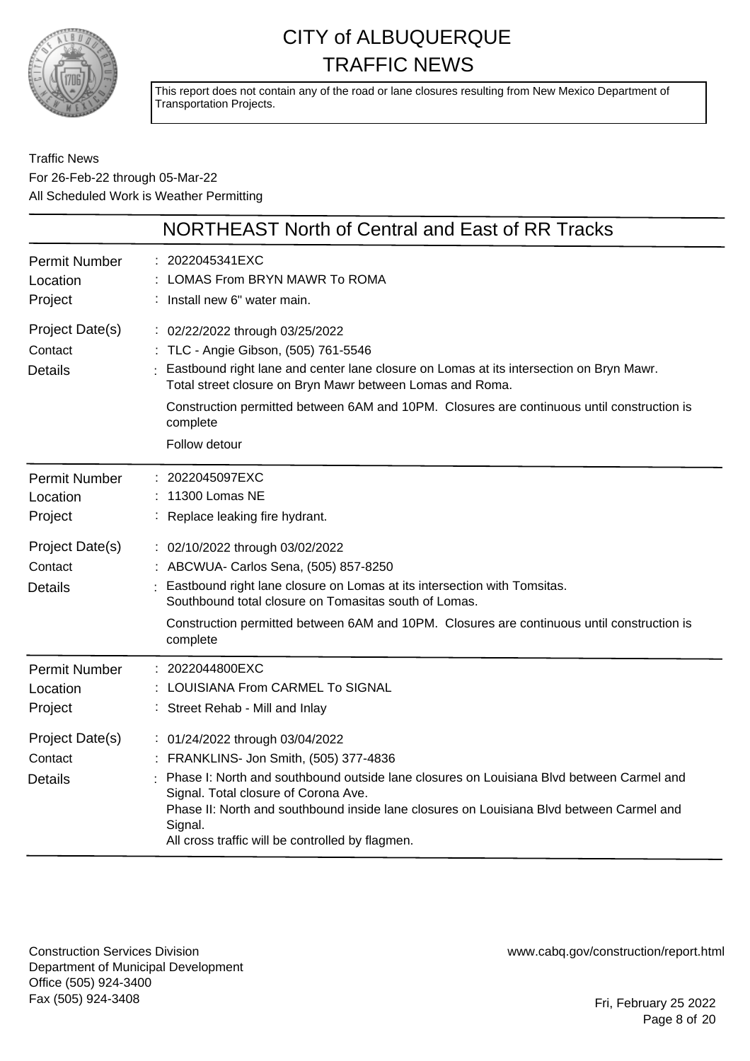# CITY of ALBUQUERQUE TRAFFIC NEWS

This report does not contain any of the road or lane closures resulting from New Mexico Department of Transportation Projects.

Traffic News
For 26-Feb-22 through 05-Mar-22
All Scheduled Work is Weather Permitting

## NORTHEAST North of Central and East of RR Tracks

**Permit Number** : 2022045341EXC
**Location** : LOMAS From BRYN MAWR To ROMA
**Project** : Install new 6" water main.
**Project Date(s)** : 02/22/2022 through 03/25/2022
**Contact** : TLC - Angie Gibson, (505) 761-5546
**Details** : Eastbound right lane and center lane closure on Lomas at its intersection on Bryn Mawr. Total street closure on Bryn Mawr between Lomas and Roma.

Construction permitted between 6AM and 10PM. Closures are continuous until construction is complete

Follow detour

---

**Permit Number** : 2022045097EXC
**Location** : 11300 Lomas NE
**Project** : Replace leaking fire hydrant.
**Project Date(s)** : 02/10/2022 through 03/02/2022
**Contact** : ABCWUA- Carlos Sena, (505) 857-8250
**Details** : Eastbound right lane closure on Lomas at its intersection with Tomsitas. Southbound total closure on Tomasitas south of Lomas.

Construction permitted between 6AM and 10PM. Closures are continuous until construction is complete

---

**Permit Number** : 2022044800EXC
**Location** : LOUISIANA From CARMEL To SIGNAL
**Project** : Street Rehab - Mill and Inlay
**Project Date(s)** : 01/24/2022 through 03/04/2022
**Contact** : FRANKLINS- Jon Smith, (505) 377-4836
**Details** : Phase I: North and southbound outside lane closures on Louisiana Blvd between Carmel and Signal. Total closure of Corona Ave.
Phase II: North and southbound inside lane closures on Louisiana Blvd between Carmel and Signal.
All cross traffic will be controlled by flagmen.

Construction Services Division
Department of Municipal Development
Office (505) 924-3400
Fax (505) 924-3408

www.cabq.gov/construction/report.html

Fri, February 25 2022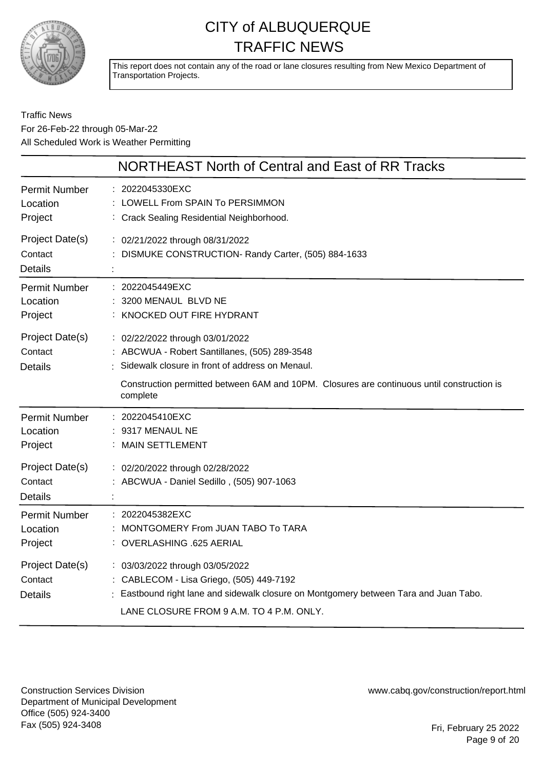# CITY of ALBUQUERQUE TRAFFIC NEWS

This report does not contain any of the road or lane closures resulting from New Mexico Department of Transportation Projects.

Traffic News
For 26-Feb-22 through 05-Mar-22
All Scheduled Work is Weather Permitting

## NORTHEAST North of Central and East of RR Tracks

| | |
|---|---|
| Permit Number | 2022045330EXC |
| Location | LOWELL From SPAIN To PERSIMMON |
| Project | Crack Sealing Residential Neighborhood. |
| Project Date(s) | 02/21/2022 through 08/31/2022 |
| Contact | DISMUKE CONSTRUCTION- Randy Carter, (505) 884-1633 |
| Details | |

| | |
|---|---|
| Permit Number | 2022045449EXC |
| Location | 3200 MENAUL BLVD NE |
| Project | KNOCKED OUT FIRE HYDRANT |
| Project Date(s) | 02/22/2022 through 03/01/2022 |
| Contact | ABCWUA - Robert Santillanes, (505) 289-3548 |
| Details | Sidewalk closure in front of address on Menaul.<br><br>Construction permitted between 6AM and 10PM. Closures are continuous until construction is complete |

| | |
|---|---|
| Permit Number | 2022045410EXC |
| Location | 9317 MENAUL NE |
| Project | MAIN SETTLEMENT |
| Project Date(s) | 02/20/2022 through 02/28/2022 |
| Contact | ABCWUA - Daniel Sedillo , (505) 907-1063 |
| Details | |

| | |
|---|---|
| Permit Number | 2022045382EXC |
| Location | MONTGOMERY From JUAN TABO To TARA |
| Project | OVERLASHING .625 AERIAL |
| Project Date(s) | 03/03/2022 through 03/05/2022 |
| Contact | CABLECOM - Lisa Griego, (505) 449-7192 |
| Details | Eastbound right lane and sidewalk closure on Montgomery between Tara and Juan Tabo.<br><br>LANE CLOSURE FROM 9 A.M. TO 4 P.M. ONLY. |

Construction Services Division
Department of Municipal Development
Office (505) 924-3400
Fax (505) 924-3408

www.cabq.gov/construction/report.html

Fri, February 25 2022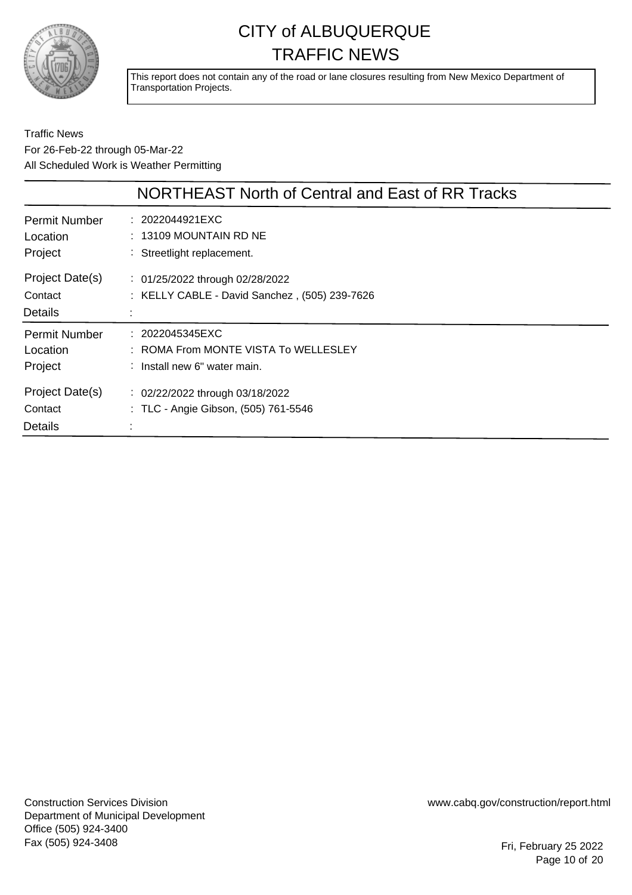# CITY of ALBUQUERQUE TRAFFIC NEWS

This report does not contain any of the road or lane closures resulting from New Mexico Department of Transportation Projects.

Traffic News
For 26-Feb-22 through 05-Mar-22
All Scheduled Work is Weather Permitting

## NORTHEAST North of Central and East of RR Tracks

| | |
|---|---|
| Permit Number | : 2022044921EXC |
| Location | : 13109 MOUNTAIN RD NE |
| Project | : Streetlight replacement. |
| Project Date(s) | : 01/25/2022 through 02/28/2022 |
| Contact | : KELLY CABLE - David Sanchez , (505) 239-7626 |
| Details | : |

| | |
|---|---|
| Permit Number | : 2022045345EXC |
| Location | : ROMA From MONTE VISTA To WELLESLEY |
| Project | : Install new 6" water main. |
| Project Date(s) | : 02/22/2022 through 03/18/2022 |
| Contact | : TLC - Angie Gibson, (505) 761-5546 |
| Details | : |

Construction Services Division
Department of Municipal Development
Office (505) 924-3400
Fax (505) 924-3408

www.cabq.gov/construction/report.html

Fri, February 25 2022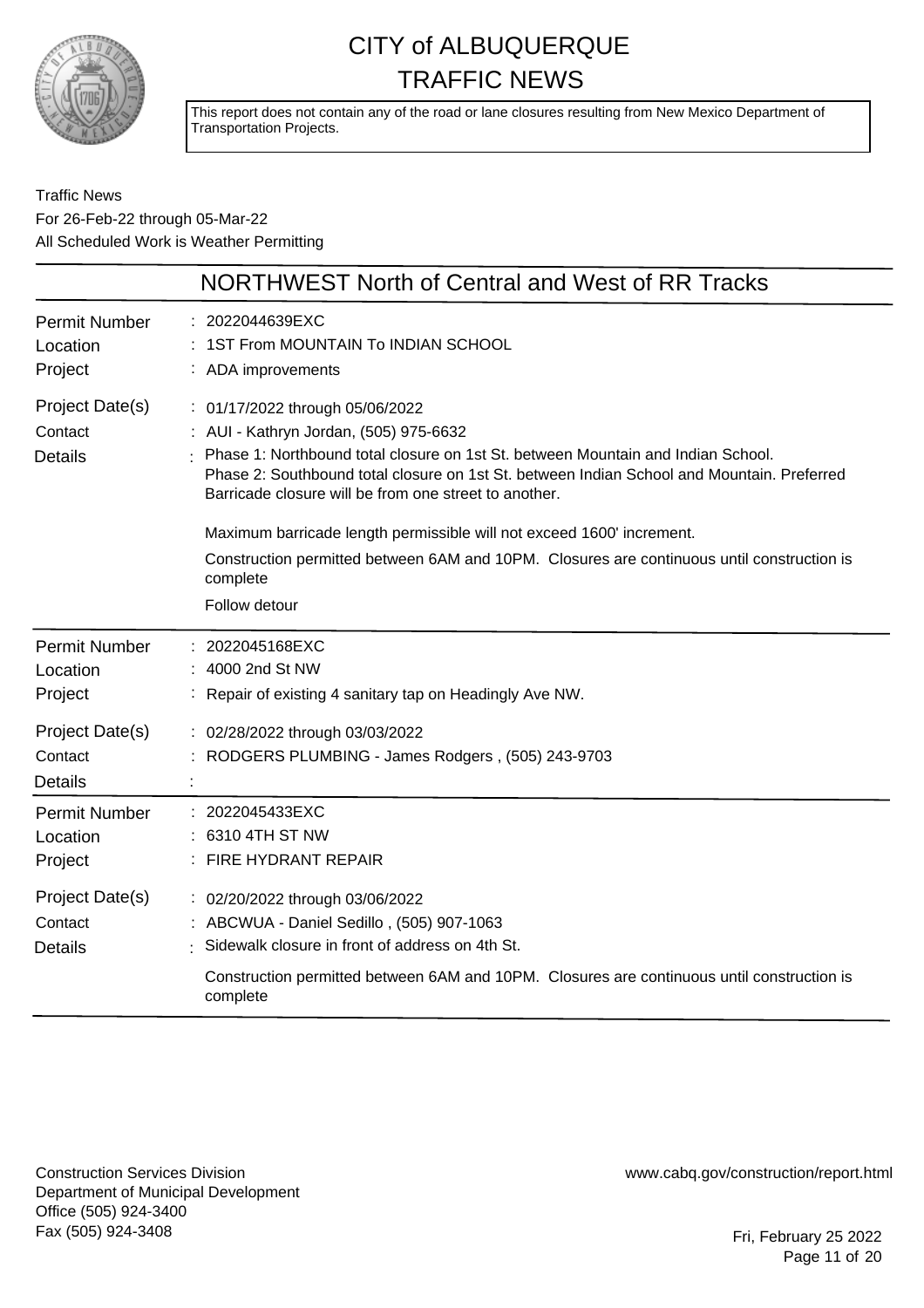# CITY of ALBUQUERQUE
## TRAFFIC NEWS

This report does not contain any of the road or lane closures resulting from New Mexico Department of Transportation Projects.

Traffic News
For 26-Feb-22 through 05-Mar-22
All Scheduled Work is Weather Permitting

## NORTHWEST North of Central and West of RR Tracks

| | |
|---|---|
| Permit Number | 2022044639EXC |
| Location | 1ST From MOUNTAIN To INDIAN SCHOOL |
| Project | ADA improvements |
| Project Date(s) | 01/17/2022 through 05/06/2022 |
| Contact | AUI - Kathryn Jordan, (505) 975-6632 |
| Details | Phase 1: Northbound total closure on 1st St. between Mountain and Indian School. Phase 2: Southbound total closure on 1st St. between Indian School and Mountain. Preferred Barricade closure will be from one street to another. |
| | Maximum barricade length permissible will not exceed 1600' increment. |
| | Construction permitted between 6AM and 10PM. Closures are continuous until construction is complete |
| | Follow detour |

| | |
|---|---|
| Permit Number | 2022045168EXC |
| Location | 4000 2nd St NW |
| Project | Repair of existing 4 sanitary tap on Headingly Ave NW. |
| Project Date(s) | 02/28/2022 through 03/03/2022 |
| Contact | RODGERS PLUMBING - James Rodgers , (505) 243-9703 |
| Details | |

| | |
|---|---|
| Permit Number | 2022045433EXC |
| Location | 6310 4TH ST NW |
| Project | FIRE HYDRANT REPAIR |
| Project Date(s) | 02/20/2022 through 03/06/2022 |
| Contact | ABCWUA - Daniel Sedillo , (505) 907-1063 |
| Details | Sidewalk closure in front of address on 4th St. |
| | Construction permitted between 6AM and 10PM. Closures are continuous until construction is complete |

Construction Services Division
Department of Municipal Development
Office (505) 924-3400
Fax (505) 924-3408

www.cabq.gov/construction/report.html

Fri, February 25 2022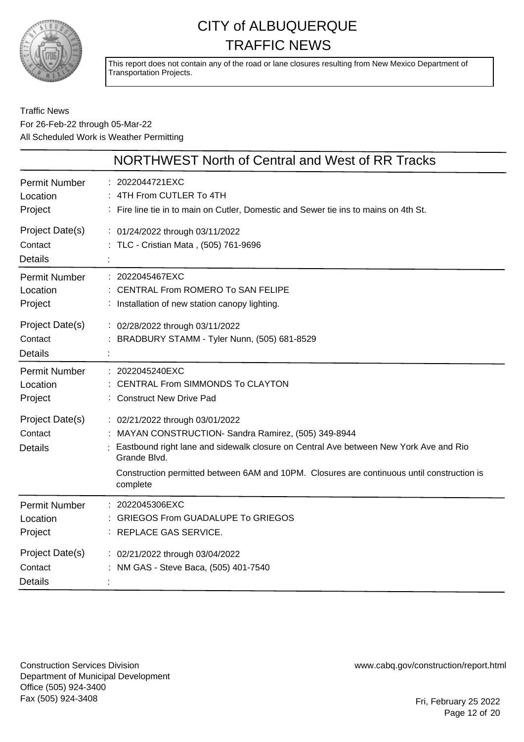# CITY of ALBUQUERQUE TRAFFIC NEWS

This report does not contain any of the road or lane closures resulting from New Mexico Department of Transportation Projects.

Traffic News
For 26-Feb-22 through 05-Mar-22
All Scheduled Work is Weather Permitting

## NORTHWEST North of Central and West of RR Tracks

| | |
|---|---|
| Permit Number | 2022044721EXC |
| Location | 4TH From CUTLER To 4TH |
| Project | Fire line tie in to main on Cutler, Domestic and Sewer tie ins to mains on 4th St. |
| Project Date(s) | 01/24/2022 through 03/11/2022 |
| Contact | TLC - Cristian Mata , (505) 761-9696 |
| Details | |

| | |
|---|---|
| Permit Number | 2022045467EXC |
| Location | CENTRAL From ROMERO To SAN FELIPE |
| Project | Installation of new station canopy lighting. |
| Project Date(s) | 02/28/2022 through 03/11/2022 |
| Contact | BRADBURY STAMM - Tyler Nunn, (505) 681-8529 |
| Details | |

| | |
|---|---|
| Permit Number | 2022045240EXC |
| Location | CENTRAL From SIMMONDS To CLAYTON |
| Project | Construct New Drive Pad |
| Project Date(s) | 02/21/2022 through 03/01/2022 |
| Contact | MAYAN CONSTRUCTION- Sandra Ramirez, (505) 349-8944 |
| Details | Eastbound right lane and sidewalk closure on Central Ave between New York Ave and Rio Grande Blvd. Construction permitted between 6AM and 10PM. Closures are continuous until construction is complete |

| | |
|---|---|
| Permit Number | 2022045306EXC |
| Location | GRIEGOS From GUADALUPE To GRIEGOS |
| Project | REPLACE GAS SERVICE. |
| Project Date(s) | 02/21/2022 through 03/04/2022 |
| Contact | NM GAS - Steve Baca, (505) 401-7540 |
| Details | |

Construction Services Division
Department of Municipal Development
Office (505) 924-3400
Fax (505) 924-3408

www.cabq.gov/construction/report.html

Fri, February 25 2022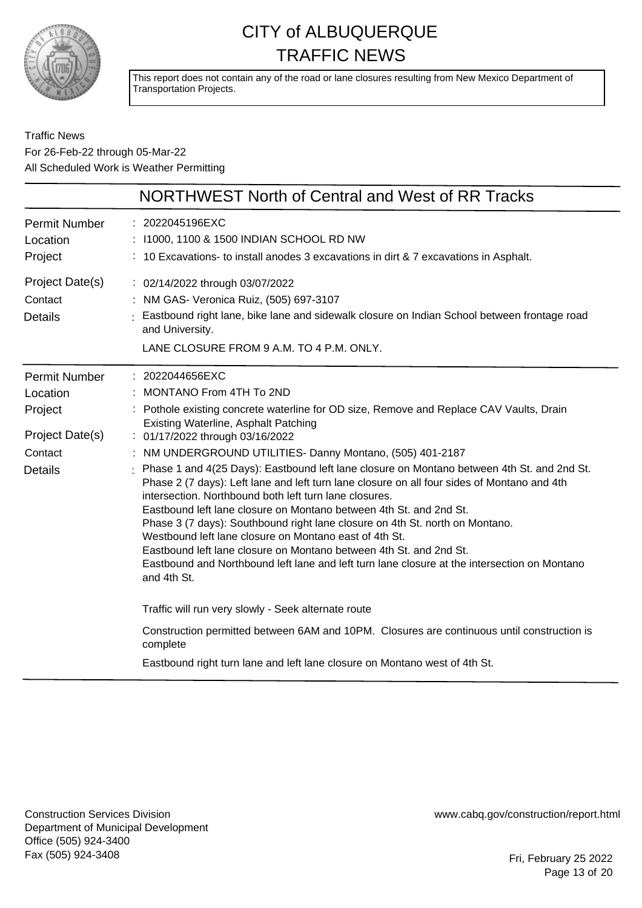# CITY of ALBUQUERQUE TRAFFIC NEWS

This report does not contain any of the road or lane closures resulting from New Mexico Department of Transportation Projects.

Traffic News
For 26-Feb-22 through 05-Mar-22
All Scheduled Work is Weather Permitting

## NORTHWEST North of Central and West of RR Tracks

| | |
|---|---|
| Permit Number | : 2022045196EXC |
| Location | : I1000, 1100 & 1500 INDIAN SCHOOL RD NW |
| Project | : 10 Excavations- to install anodes 3 excavations in dirt & 7 excavations in Asphalt. |
| Project Date(s) | : 02/14/2022 through 03/07/2022 |
| Contact | : NM GAS- Veronica Ruiz, (505) 697-3107 |
| Details | : Eastbound right lane, bike lane and sidewalk closure on Indian School between frontage road and University.<br><br>LANE CLOSURE FROM 9 A.M. TO 4 P.M. ONLY. |

| | |
|---|---|
| Permit Number | : 2022044656EXC |
| Location | : MONTANO From 4TH To 2ND |
| Project | : Pothole existing concrete waterline for OD size, Remove and Replace CAV Vaults, Drain Existing Waterline, Asphalt Patching |
| Project Date(s) | : 01/17/2022 through 03/16/2022 |
| Contact | : NM UNDERGROUND UTILITIES- Danny Montano, (505) 401-2187 |
| Details | : Phase 1 and 4(25 Days): Eastbound left lane closure on Montano between 4th St. and 2nd St.<br>Phase 2 (7 days): Left lane and left turn lane closure on all four sides of Montano and 4th intersection. Northbound both left turn lane closures.<br>Eastbound left lane closure on Montano between 4th St. and 2nd St.<br>Phase 3 (7 days): Southbound right lane closure on 4th St. north on Montano.<br>Westbound left lane closure on Montano east of 4th St.<br>Eastbound left lane closure on Montano between 4th St. and 2nd St.<br>Eastbound and Northbound left lane and left turn lane closure at the intersection on Montano and 4th St.<br><br>Traffic will run very slowly - Seek alternate route<br><br>Construction permitted between 6AM and 10PM. Closures are continuous until construction is complete<br><br>Eastbound right turn lane and left lane closure on Montano west of 4th St. |

Construction Services Division
Department of Municipal Development
Office (505) 924-3400
Fax (505) 924-3408

www.cabq.gov/construction/report.html

Fri, February 25 2022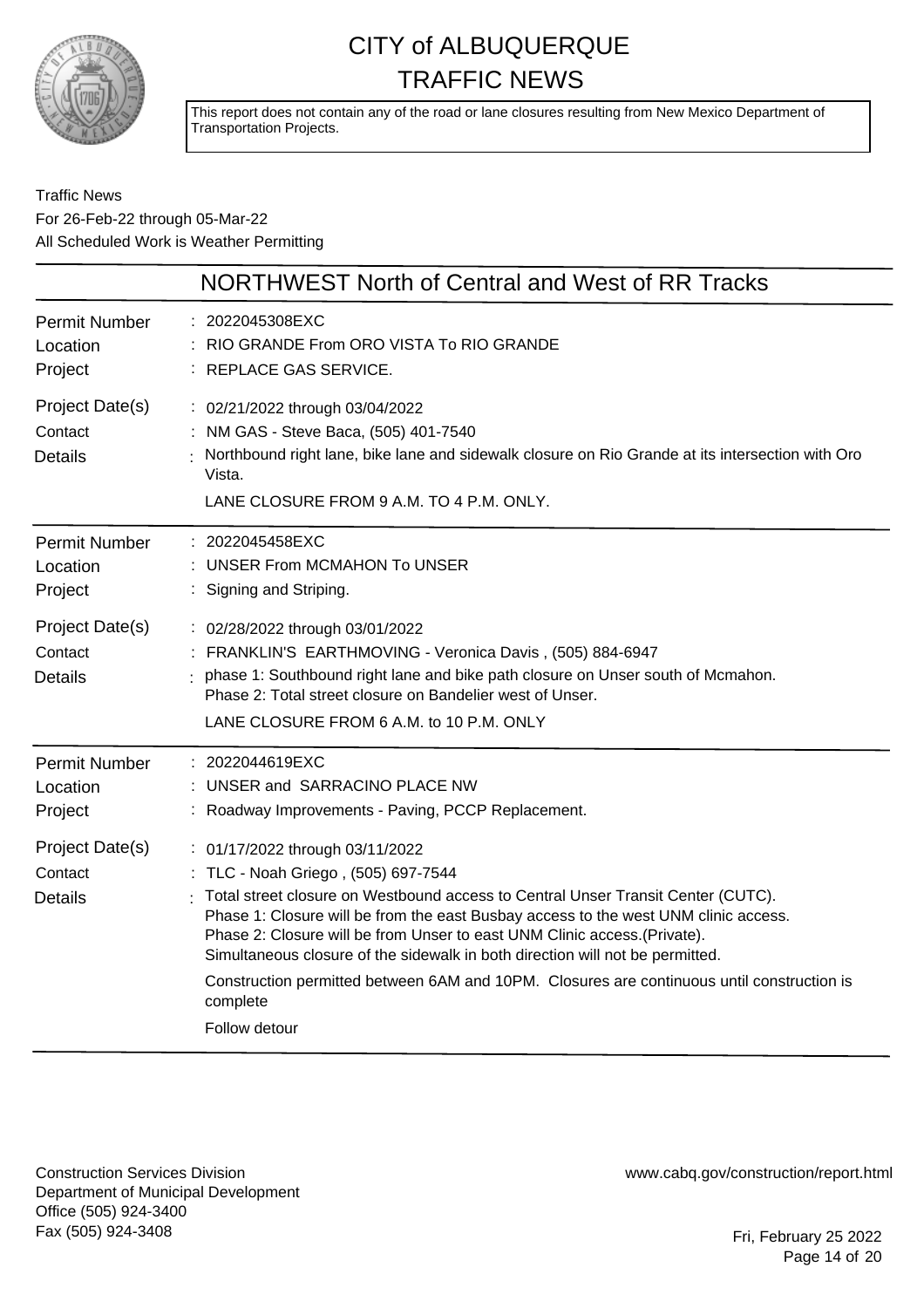# CITY of ALBUQUERQUE TRAFFIC NEWS

This report does not contain any of the road or lane closures resulting from New Mexico Department of Transportation Projects.

Traffic News
For 26-Feb-22 through 05-Mar-22
All Scheduled Work is Weather Permitting

## NORTHWEST North of Central and West of RR Tracks

**Permit Number** : 2022045308EXC
**Location** : RIO GRANDE From ORO VISTA To RIO GRANDE
**Project** : REPLACE GAS SERVICE.
**Project Date(s)** : 02/21/2022 through 03/04/2022
**Contact** : NM GAS - Steve Baca, (505) 401-7540
**Details** : Northbound right lane, bike lane and sidewalk closure on Rio Grande at its intersection with Oro Vista.

LANE CLOSURE FROM 9 A.M. TO 4 P.M. ONLY.

---

**Permit Number** : 2022045458EXC
**Location** : UNSER From MCMAHON To UNSER
**Project** : Signing and Striping.
**Project Date(s)** : 02/28/2022 through 03/01/2022
**Contact** : FRANKLIN'S EARTHMOVING - Veronica Davis , (505) 884-6947
**Details** : phase 1: Southbound right lane and bike path closure on Unser south of Mcmahon.
Phase 2: Total street closure on Bandelier west of Unser.

LANE CLOSURE FROM 6 A.M. to 10 P.M. ONLY

---

**Permit Number** : 2022044619EXC
**Location** : UNSER and SARRACINO PLACE NW
**Project** : Roadway Improvements - Paving, PCCP Replacement.
**Project Date(s)** : 01/17/2022 through 03/11/2022
**Contact** : TLC - Noah Griego , (505) 697-7544
**Details** : Total street closure on Westbound access to Central Unser Transit Center (CUTC).
Phase 1: Closure will be from the east Busbay access to the west UNM clinic access.
Phase 2: Closure will be from Unser to east UNM Clinic access.(Private).
Simultaneous closure of the sidewalk in both direction will not be permitted.

Construction permitted between 6AM and 10PM. Closures are continuous until construction is complete

Follow detour

---

Construction Services Division
Department of Municipal Development
Office (505) 924-3400
Fax (505) 924-3408

www.cabq.gov/construction/report.html

Fri, February 25 2022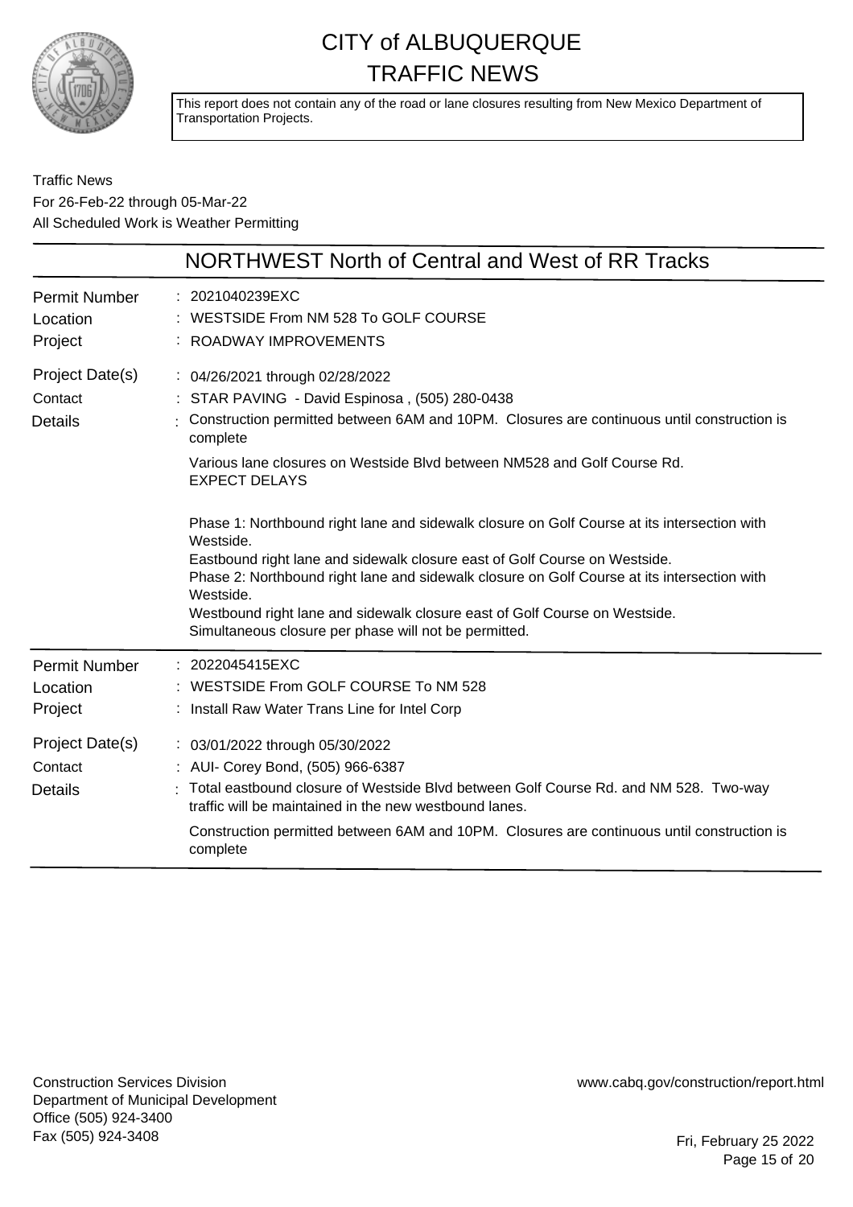# CITY of ALBUQUERQUE
# TRAFFIC NEWS

This report does not contain any of the road or lane closures resulting from New Mexico Department of Transportation Projects.

Traffic News
For 26-Feb-22 through 05-Mar-22
All Scheduled Work is Weather Permitting

## NORTHWEST North of Central and West of RR Tracks

| | |
|---|---|
| Permit Number | 2021040239EXC |
| Location | WESTSIDE From NM 528 To GOLF COURSE |
| Project | ROADWAY IMPROVEMENTS |
| Project Date(s) | 04/26/2021 through 02/28/2022 |
| Contact | STAR PAVING - David Espinosa , (505) 280-0438 |
| Details | Construction permitted between 6AM and 10PM. Closures are continuous until construction is complete |

Various lane closures on Westside Blvd between NM528 and Golf Course Rd.
EXPECT DELAYS

Phase 1: Northbound right lane and sidewalk closure on Golf Course at its intersection with Westside.
Eastbound right lane and sidewalk closure east of Golf Course on Westside.
Phase 2: Northbound right lane and sidewalk closure on Golf Course at its intersection with Westside.
Westbound right lane and sidewalk closure east of Golf Course on Westside.
Simultaneous closure per phase will not be permitted.

| | |
|---|---|
| Permit Number | 2022045415EXC |
| Location | WESTSIDE From GOLF COURSE To NM 528 |
| Project | Install Raw Water Trans Line for Intel Corp |
| Project Date(s) | 03/01/2022 through 05/30/2022 |
| Contact | AUI- Corey Bond, (505) 966-6387 |
| Details | Total eastbound closure of Westside Blvd between Golf Course Rd. and NM 528. Two-way traffic will be maintained in the new westbound lanes. |

Construction permitted between 6AM and 10PM. Closures are continuous until construction is complete

Construction Services Division
Department of Municipal Development
Office (505) 924-3400
Fax (505) 924-3408

www.cabq.gov/construction/report.html

Fri, February 25 2022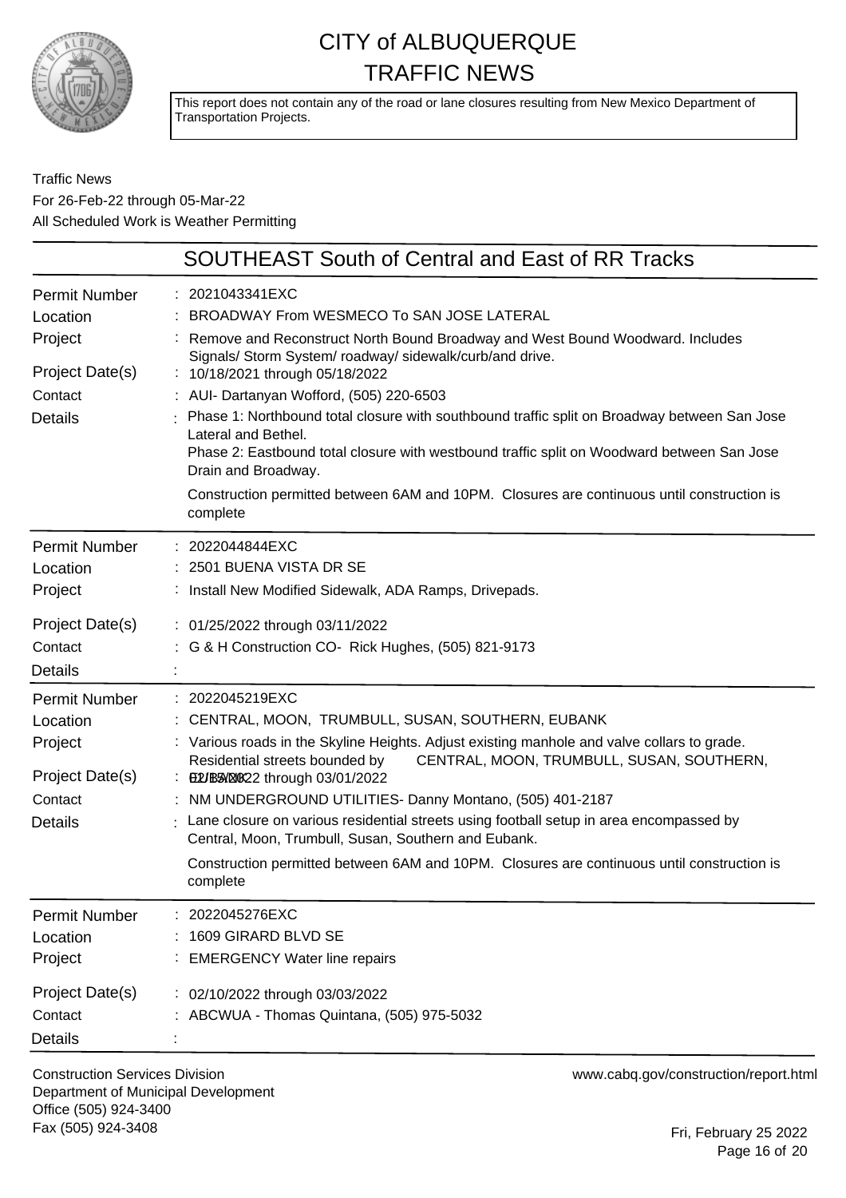# CITY of ALBUQUERQUE
# TRAFFIC NEWS

This report does not contain any of the road or lane closures resulting from New Mexico Department of Transportation Projects.

Traffic News
For 26-Feb-22 through 05-Mar-22
All Scheduled Work is Weather Permitting

## SOUTHEAST South of Central and East of RR Tracks

| | |
|---|---|
| Permit Number | : 2021043341EXC |
| Location | : BROADWAY From WESMECO To SAN JOSE LATERAL |
| Project | : Remove and Reconstruct North Bound Broadway and West Bound Woodward. Includes Signals/ Storm System/ roadway/ sidewalk/curb/and drive. |
| Project Date(s) | : 10/18/2021 through 05/18/2022 |
| Contact | : AUI- Dartanyan Wofford, (505) 220-6503 |
| Details | : Phase 1: Northbound total closure with southbound traffic split on Broadway between San Jose Lateral and Bethel. Phase 2: Eastbound total closure with westbound traffic split on Woodward between San Jose Drain and Broadway. Construction permitted between 6AM and 10PM. Closures are continuous until construction is complete |

| | |
|---|---|
| Permit Number | : 2022044844EXC |
| Location | : 2501 BUENA VISTA DR SE |
| Project | : Install New Modified Sidewalk, ADA Ramps, Drivepads. |
| Project Date(s) | : 01/25/2022 through 03/11/2022 |
| Contact | : G & H Construction CO- Rick Hughes, (505) 821-9173 |
| Details | : |

| | |
|---|---|
| Permit Number | : 2022045219EXC |
| Location | : CENTRAL, MOON, TRUMBULL, SUSAN, SOUTHERN, EUBANK |
| Project | : Various roads in the Skyline Heights. Adjust existing manhole and valve collars to grade. Residential streets bounded by CENTRAL, MOON, TRUMBULL, SUSAN, SOUTHERN, |
| Project Date(s) | : 02/15/2022 through 03/01/2022 |
| Contact | : NM UNDERGROUND UTILITIES- Danny Montano, (505) 401-2187 |
| Details | : Lane closure on various residential streets using football setup in area encompassed by Central, Moon, Trumbull, Susan, Southern and Eubank. Construction permitted between 6AM and 10PM. Closures are continuous until construction is complete |

| | |
|---|---|
| Permit Number | : 2022045276EXC |
| Location | : 1609 GIRARD BLVD SE |
| Project | : EMERGENCY Water line repairs |
| Project Date(s) | : 02/10/2022 through 03/03/2022 |
| Contact | : ABCWUA - Thomas Quintana, (505) 975-5032 |
| Details | : |

Construction Services Division
Department of Municipal Development
Office (505) 924-3400
Fax (505) 924-3408

www.cabq.gov/construction/report.html

Fri, February 25 2022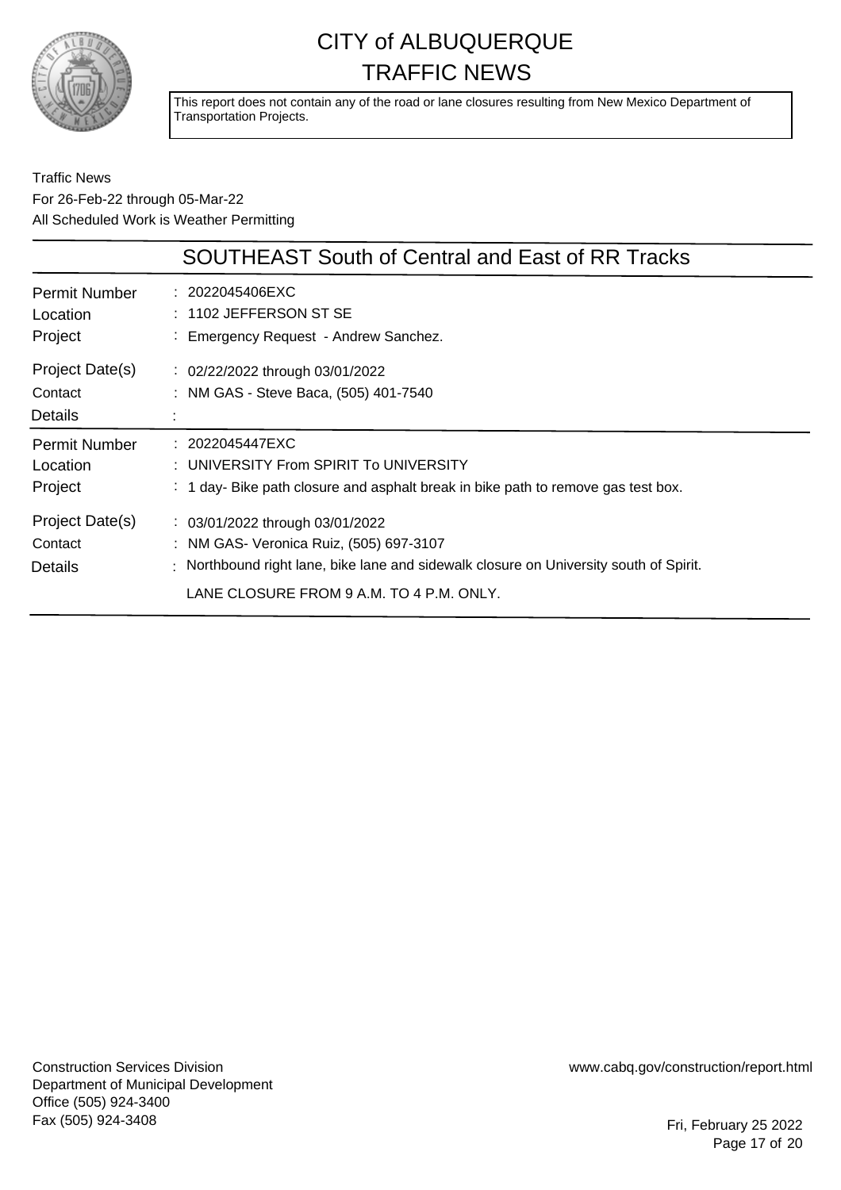# CITY of ALBUQUERQUE
# TRAFFIC NEWS

This report does not contain any of the road or lane closures resulting from New Mexico Department of Transportation Projects.

Traffic News
For 26-Feb-22 through 05-Mar-22
All Scheduled Work is Weather Permitting

## SOUTHEAST South of Central and East of RR Tracks

| | |
|---|---|
| Permit Number | : 2022045406EXC |
| Location | : 1102 JEFFERSON ST SE |
| Project | : Emergency Request - Andrew Sanchez. |
| Project Date(s) | : 02/22/2022 through 03/01/2022 |
| Contact | : NM GAS - Steve Baca, (505) 401-7540 |
| Details | : |

| | |
|---|---|
| Permit Number | : 2022045447EXC |
| Location | : UNIVERSITY From SPIRIT To UNIVERSITY |
| Project | : 1 day- Bike path closure and asphalt break in bike path to remove gas test box. |
| Project Date(s) | : 03/01/2022 through 03/01/2022 |
| Contact | : NM GAS- Veronica Ruiz, (505) 697-3107 |
| Details | : Northbound right lane, bike lane and sidewalk closure on University south of Spirit. LANE CLOSURE FROM 9 A.M. TO 4 P.M. ONLY. |

Construction Services Division
Department of Municipal Development
Office (505) 924-3400
Fax (505) 924-3408

www.cabq.gov/construction/report.html

Fri, February 25 2022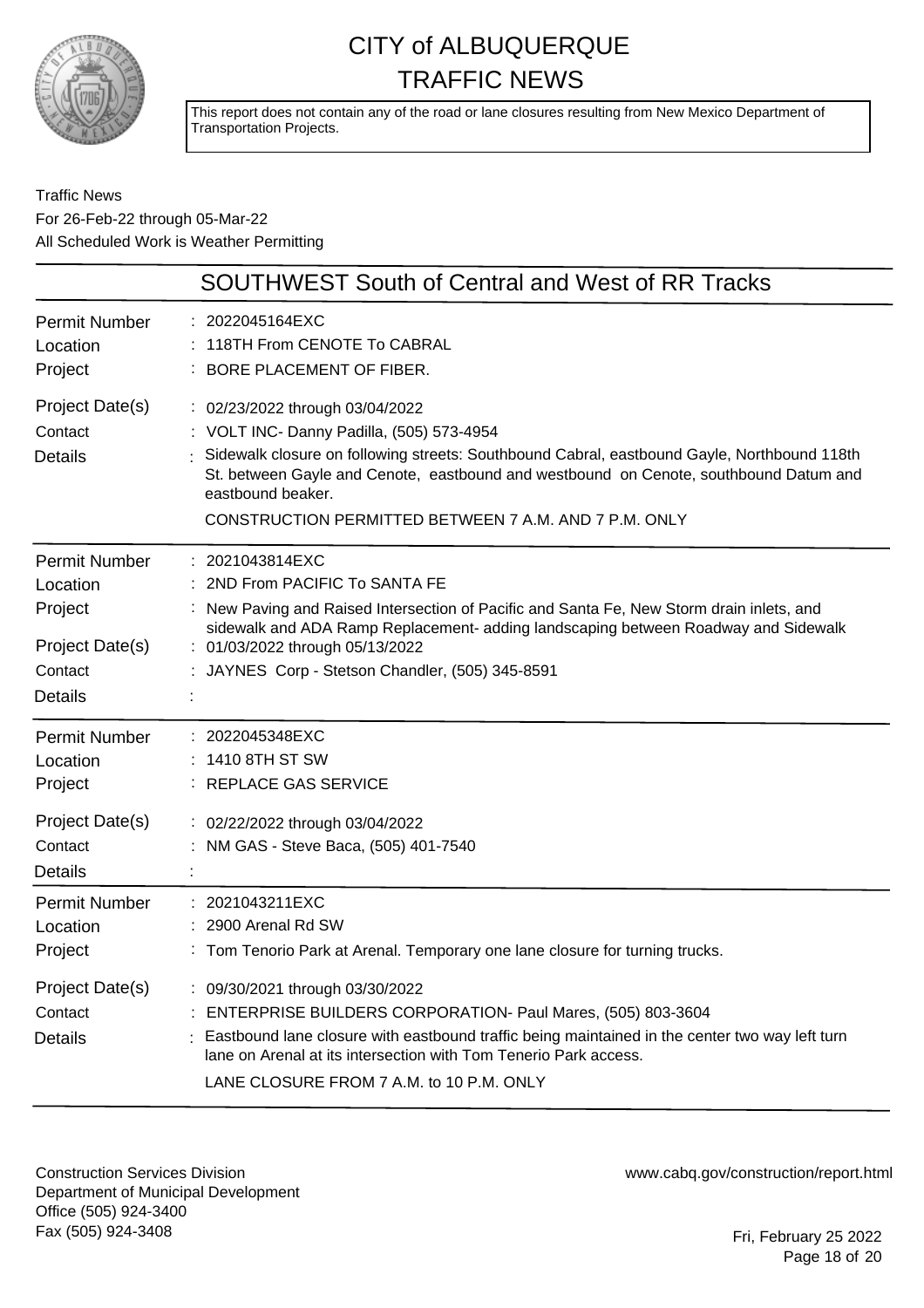# CITY of ALBUQUERQUE TRAFFIC NEWS

This report does not contain any of the road or lane closures resulting from New Mexico Department of Transportation Projects.

Traffic News
For 26-Feb-22 through 05-Mar-22
All Scheduled Work is Weather Permitting

## SOUTHWEST South of Central and West of RR Tracks

| | |
|---|---|
| Permit Number | 2022045164EXC |
| Location | 118TH From CENOTE To CABRAL |
| Project | BORE PLACEMENT OF FIBER. |
| Project Date(s) | 02/23/2022 through 03/04/2022 |
| Contact | VOLT INC- Danny Padilla, (505) 573-4954 |
| Details | Sidewalk closure on following streets: Southbound Cabral, eastbound Gayle, Northbound 118th St. between Gayle and Cenote, eastbound and westbound on Cenote, southbound Datum and eastbound beaker.<br>CONSTRUCTION PERMITTED BETWEEN 7 A.M. AND 7 P.M. ONLY |

| | |
|---|---|
| Permit Number | 2021043814EXC |
| Location | 2ND From PACIFIC To SANTA FE |
| Project | New Paving and Raised Intersection of Pacific and Santa Fe, New Storm drain inlets, and sidewalk and ADA Ramp Replacement- adding landscaping between Roadway and Sidewalk |
| Project Date(s) | 01/03/2022 through 05/13/2022 |
| Contact | JAYNES Corp - Stetson Chandler, (505) 345-8591 |
| Details | |

| | |
|---|---|
| Permit Number | 2022045348EXC |
| Location | 1410 8TH ST SW |
| Project | REPLACE GAS SERVICE |
| Project Date(s) | 02/22/2022 through 03/04/2022 |
| Contact | NM GAS - Steve Baca, (505) 401-7540 |
| Details | |

| | |
|---|---|
| Permit Number | 2021043211EXC |
| Location | 2900 Arenal Rd SW |
| Project | Tom Tenorio Park at Arenal. Temporary one lane closure for turning trucks. |
| Project Date(s) | 09/30/2021 through 03/30/2022 |
| Contact | ENTERPRISE BUILDERS CORPORATION- Paul Mares, (505) 803-3604 |
| Details | Eastbound lane closure with eastbound traffic being maintained in the center two way left turn lane on Arenal at its intersection with Tom Tenerio Park access.<br>LANE CLOSURE FROM 7 A.M. to 10 P.M. ONLY |

Construction Services Division
Department of Municipal Development
Office (505) 924-3400
Fax (505) 924-3408

www.cabq.gov/construction/report.html

Fri, February 25 2022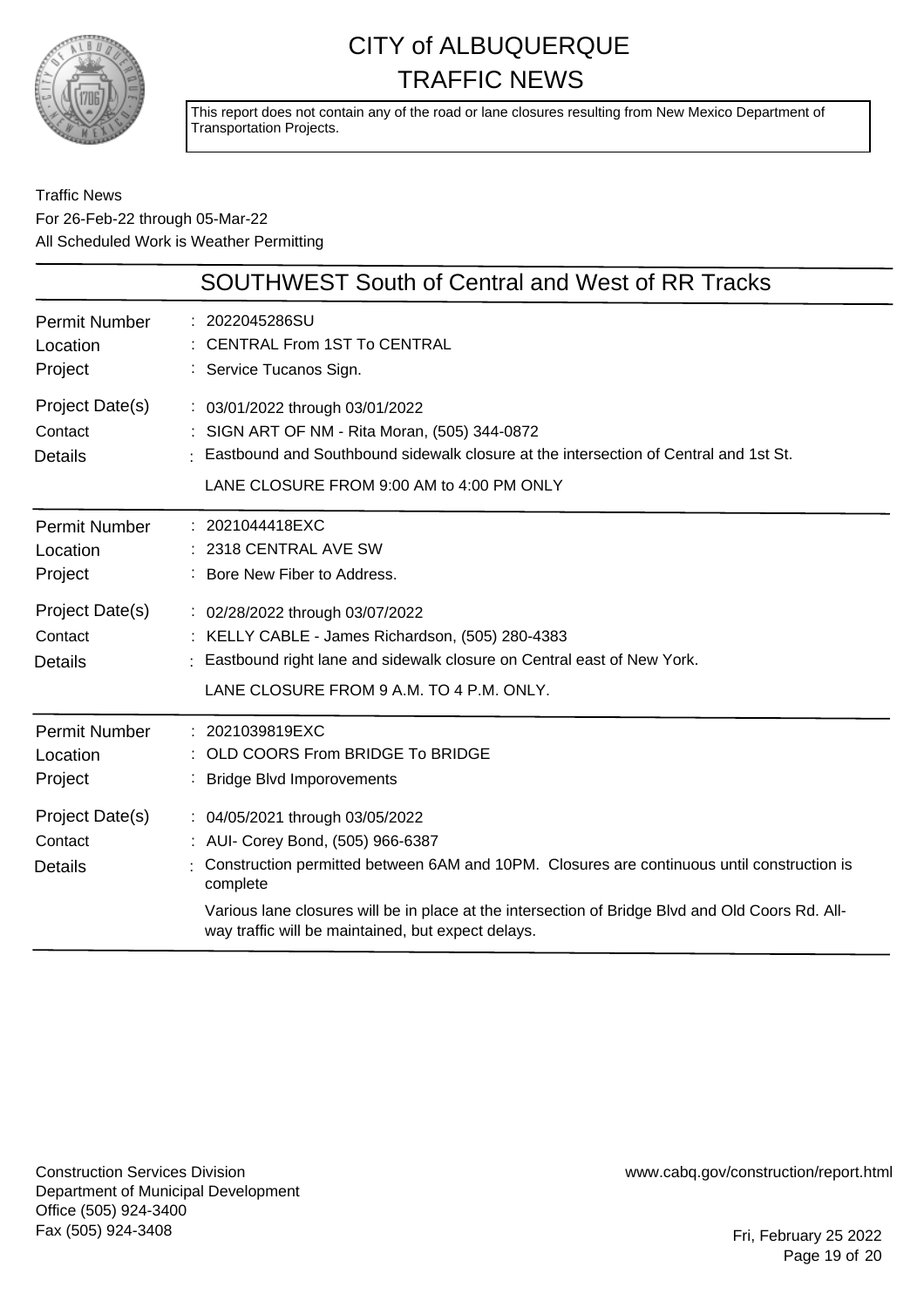# CITY of ALBUQUERQUE TRAFFIC NEWS

This report does not contain any of the road or lane closures resulting from New Mexico Department of Transportation Projects.

Traffic News
For 26-Feb-22 through 05-Mar-22
All Scheduled Work is Weather Permitting

## SOUTHWEST South of Central and West of RR Tracks

| | |
|---|---|
| Permit Number | : 2022045286SU |
| Location | : CENTRAL From 1ST To CENTRAL |
| Project | : Service Tucanos Sign. |
| Project Date(s) | : 03/01/2022 through 03/01/2022 |
| Contact | : SIGN ART OF NM - Rita Moran, (505) 344-0872 |
| Details | : Eastbound and Southbound sidewalk closure at the intersection of Central and 1st St. |
| | LANE CLOSURE FROM 9:00 AM to 4:00 PM ONLY |

| | |
|---|---|
| Permit Number | : 2021044418EXC |
| Location | : 2318 CENTRAL AVE SW |
| Project | : Bore New Fiber to Address. |
| Project Date(s) | : 02/28/2022 through 03/07/2022 |
| Contact | : KELLY CABLE - James Richardson, (505) 280-4383 |
| Details | : Eastbound right lane and sidewalk closure on Central east of New York. |
| | LANE CLOSURE FROM 9 A.M. TO 4 P.M. ONLY. |

| | |
|---|---|
| Permit Number | : 2021039819EXC |
| Location | : OLD COORS From BRIDGE To BRIDGE |
| Project | : Bridge Blvd Imporovements |
| Project Date(s) | : 04/05/2021 through 03/05/2022 |
| Contact | : AUI- Corey Bond, (505) 966-6387 |
| Details | : Construction permitted between 6AM and 10PM. Closures are continuous until construction is complete |
| | Various lane closures will be in place at the intersection of Bridge Blvd and Old Coors Rd. All-way traffic will be maintained, but expect delays. |

Construction Services Division
Department of Municipal Development
Office (505) 924-3400
Fax (505) 924-3408

www.cabq.gov/construction/report.html

Fri, February 25 2022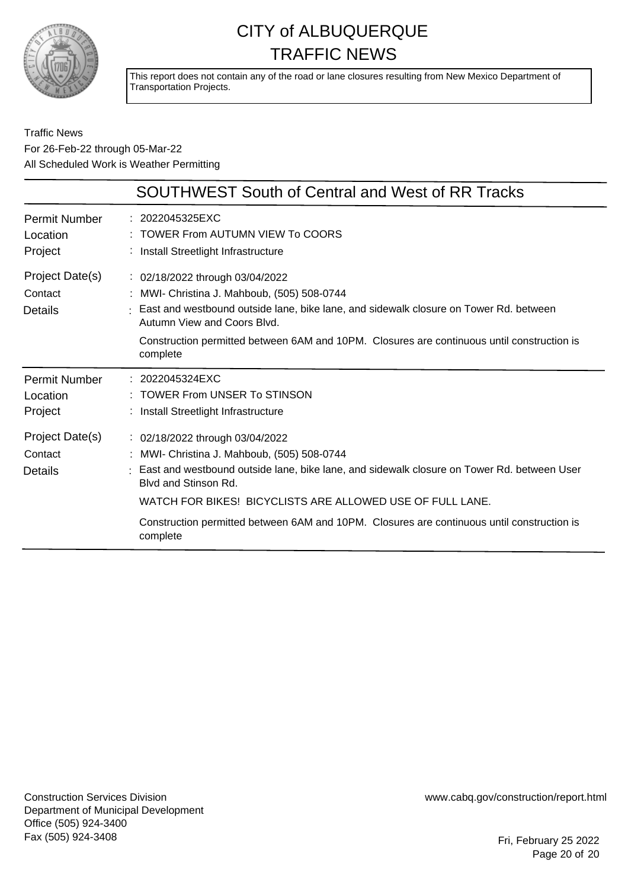# CITY of ALBUQUERQUE TRAFFIC NEWS

This report does not contain any of the road or lane closures resulting from New Mexico Department of Transportation Projects.

Traffic News
For 26-Feb-22 through 05-Mar-22
All Scheduled Work is Weather Permitting

## SOUTHWEST South of Central and West of RR Tracks

| | |
|---|---|
| Permit Number | 2022045325EXC |
| Location | TOWER From AUTUMN VIEW To COORS |
| Project | Install Streetlight Infrastructure |
| Project Date(s) | 02/18/2022 through 03/04/2022 |
| Contact | MWI- Christina J. Mahboub, (505) 508-0744 |
| Details | East and westbound outside lane, bike lane, and sidewalk closure on Tower Rd. between Autumn View and Coors Blvd. Construction permitted between 6AM and 10PM. Closures are continuous until construction is complete |

| | |
|---|---|
| Permit Number | 2022045324EXC |
| Location | TOWER From UNSER To STINSON |
| Project | Install Streetlight Infrastructure |
| Project Date(s) | 02/18/2022 through 03/04/2022 |
| Contact | MWI- Christina J. Mahboub, (505) 508-0744 |
| Details | East and westbound outside lane, bike lane, and sidewalk closure on Tower Rd. between User Blvd and Stinson Rd. WATCH FOR BIKES! BICYCLISTS ARE ALLOWED USE OF FULL LANE. Construction permitted between 6AM and 10PM. Closures are continuous until construction is complete |

Construction Services Division
Department of Municipal Development
Office (505) 924-3400
Fax (505) 924-3408

www.cabq.gov/construction/report.html

Fri, February 25 2022